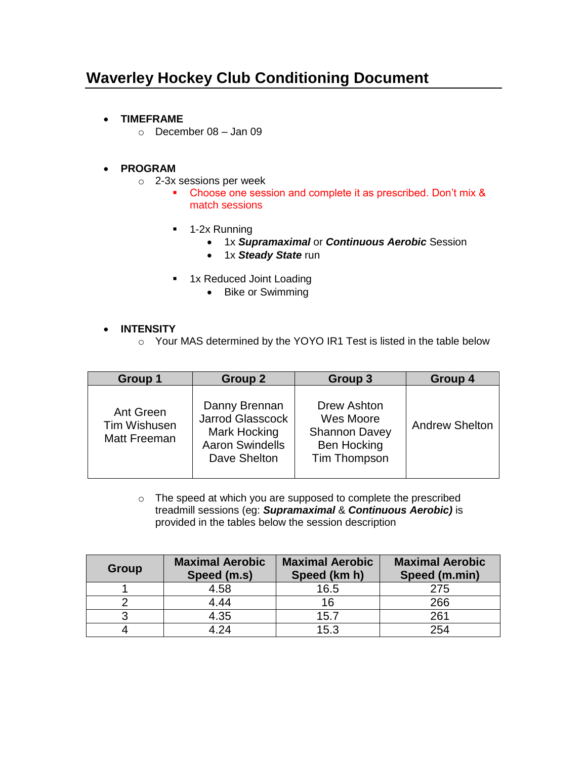# Waverley Hockey Club Conditioning Document

- **TIMEFRAME**
  - December 08 – Jan 09

- **PROGRAM**
  - 2-3x sessions per week
    - Choose one session and complete it as prescribed. Don't mix & match sessions
    - 1-2x Running
      - 1x ***Supramaximal*** or ***Continuous Aerobic*** Session
      - 1x ***Steady State*** run
    - 1x Reduced Joint Loading
      - Bike or Swimming

- **INTENSITY**
  - Your MAS determined by the YOYO IR1 Test is listed in the table below

| Group 1 | Group 2 | Group 3 | Group 4 |
|---|---|---|---|
| Ant Green<br>Tim Wishusen<br>Matt Freeman | Danny Brennan<br>Jarrod Glasscock<br>Mark Hocking<br>Aaron Swindells<br>Dave Shelton | Drew Ashton<br>Wes Moore<br>Shannon Davey<br>Ben Hocking<br>Tim Thompson | Andrew Shelton |

  - The speed at which you are supposed to complete the prescribed treadmill sessions (eg: ***Supramaximal*** & ***Continuous Aerobic)*** is provided in the tables below the session description

| Group | Maximal Aerobic Speed (m.s) | Maximal Aerobic Speed (km h) | Maximal Aerobic Speed (m.min) |
|---|---|---|---|
| 1 | 4.58 | 16.5 | 275 |
| 2 | 4.44 | 16 | 266 |
| 3 | 4.35 | 15.7 | 261 |
| 4 | 4.24 | 15.3 | 254 |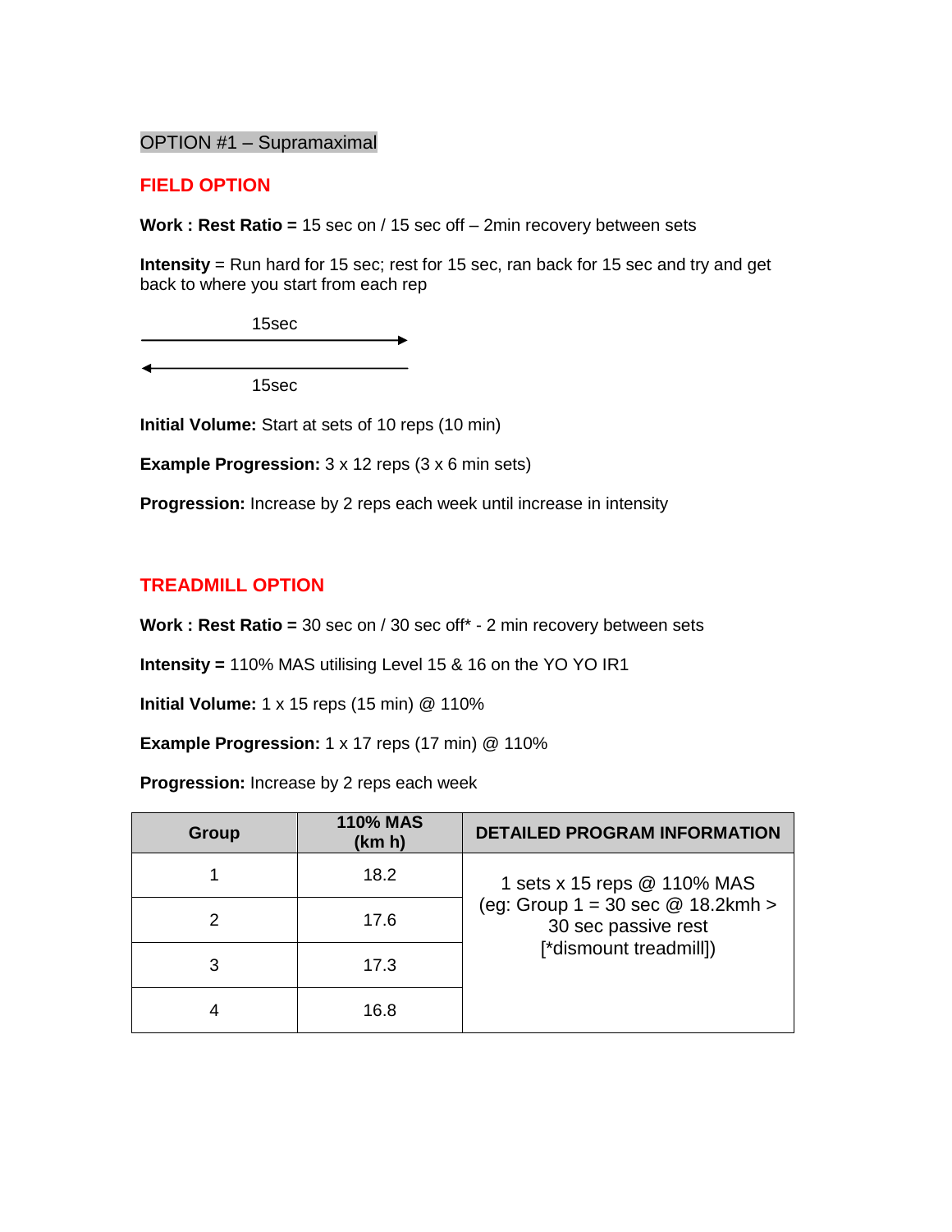OPTION #1 – Supramaximal

## FIELD OPTION

**Work : Rest Ratio =** 15 sec on / 15 sec off – 2min recovery between sets

**Intensity** = Run hard for 15 sec; rest for 15 sec, ran back for 15 sec and try and get back to where you start from each rep

15sec →

← 15sec

**Initial Volume:** Start at sets of 10 reps (10 min)

**Example Progression:** 3 x 12 reps (3 x 6 min sets)

**Progression:** Increase by 2 reps each week until increase in intensity

## TREADMILL OPTION

**Work : Rest Ratio =** 30 sec on / 30 sec off* - 2 min recovery between sets

**Intensity =** 110% MAS utilising Level 15 & 16 on the YO YO IR1

**Initial Volume:** 1 x 15 reps (15 min) @ 110%

**Example Progression:** 1 x 17 reps (17 min) @ 110%

**Progression:** Increase by 2 reps each week

| Group | 110% MAS (km h) | DETAILED PROGRAM INFORMATION |
|---|---|---|
| 1 | 18.2 | 1 sets x 15 reps @ 110% MAS (eg: Group 1 = 30 sec @ 18.2kmh > 30 sec passive rest [*dismount treadmill]) |
| 2 | 17.6 | |
| 3 | 17.3 | |
| 4 | 16.8 | |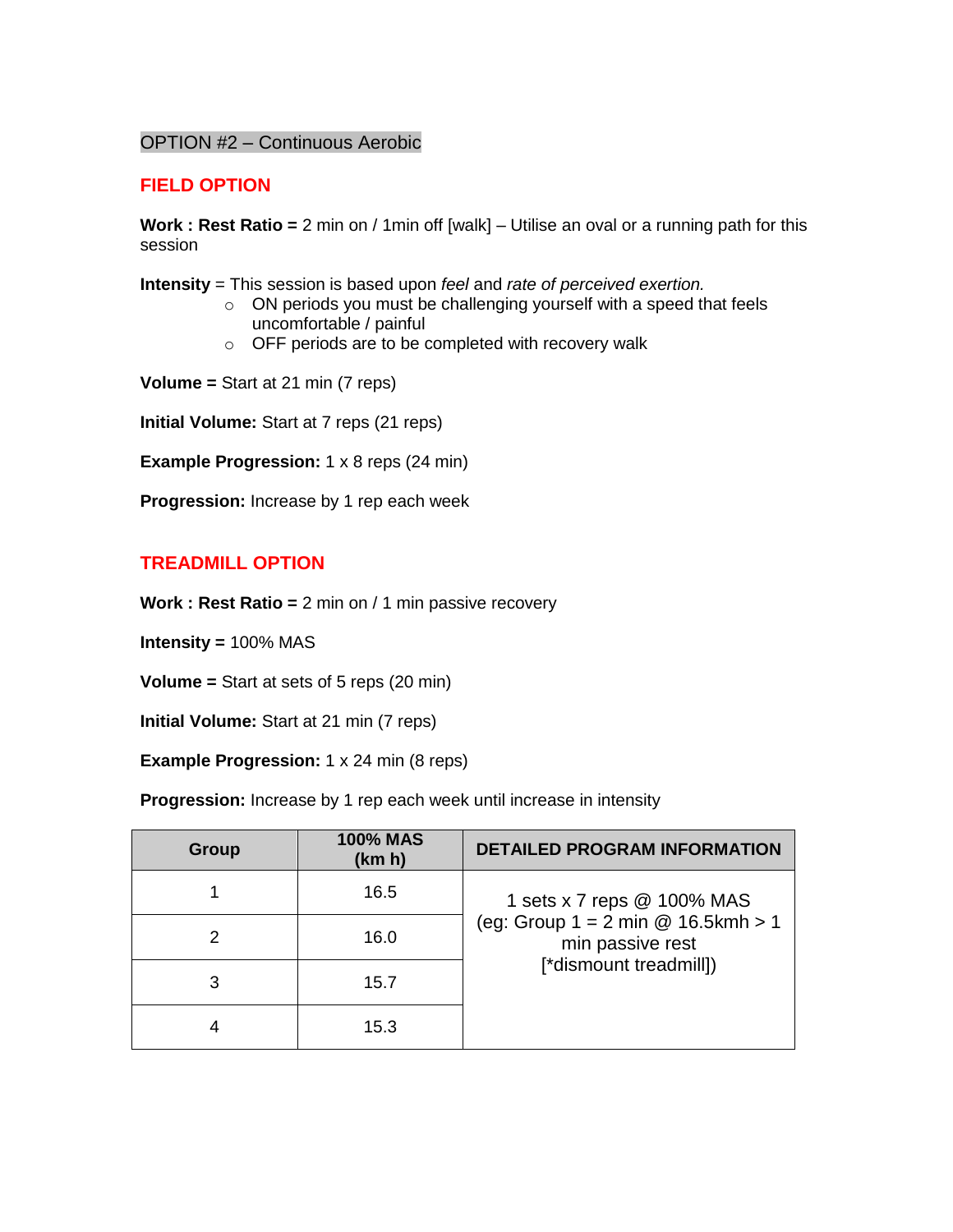## OPTION #2 – Continuous Aerobic

### FIELD OPTION

**Work : Rest Ratio =** 2 min on / 1min off [walk] – Utilise an oval or a running path for this session

**Intensity** = This session is based upon *feel* and *rate of perceived exertion.*

- ON periods you must be challenging yourself with a speed that feels uncomfortable / painful
- OFF periods are to be completed with recovery walk

**Volume =** Start at 21 min (7 reps)

**Initial Volume:** Start at 7 reps (21 reps)

**Example Progression:** 1 x 8 reps (24 min)

**Progression:** Increase by 1 rep each week

### TREADMILL OPTION

**Work : Rest Ratio =** 2 min on / 1 min passive recovery

**Intensity =** 100% MAS

**Volume =** Start at sets of 5 reps (20 min)

**Initial Volume:** Start at 21 min (7 reps)

**Example Progression:** 1 x 24 min (8 reps)

**Progression:** Increase by 1 rep each week until increase in intensity

| Group | 100% MAS (km h) | DETAILED PROGRAM INFORMATION |
|---|---|---|
| 1 | 16.5 | 1 sets x 7 reps @ 100% MAS (eg: Group 1 = 2 min @ 16.5kmh > 1 min passive rest [*dismount treadmill]) |
| 2 | 16.0 | |
| 3 | 15.7 | |
| 4 | 15.3 | |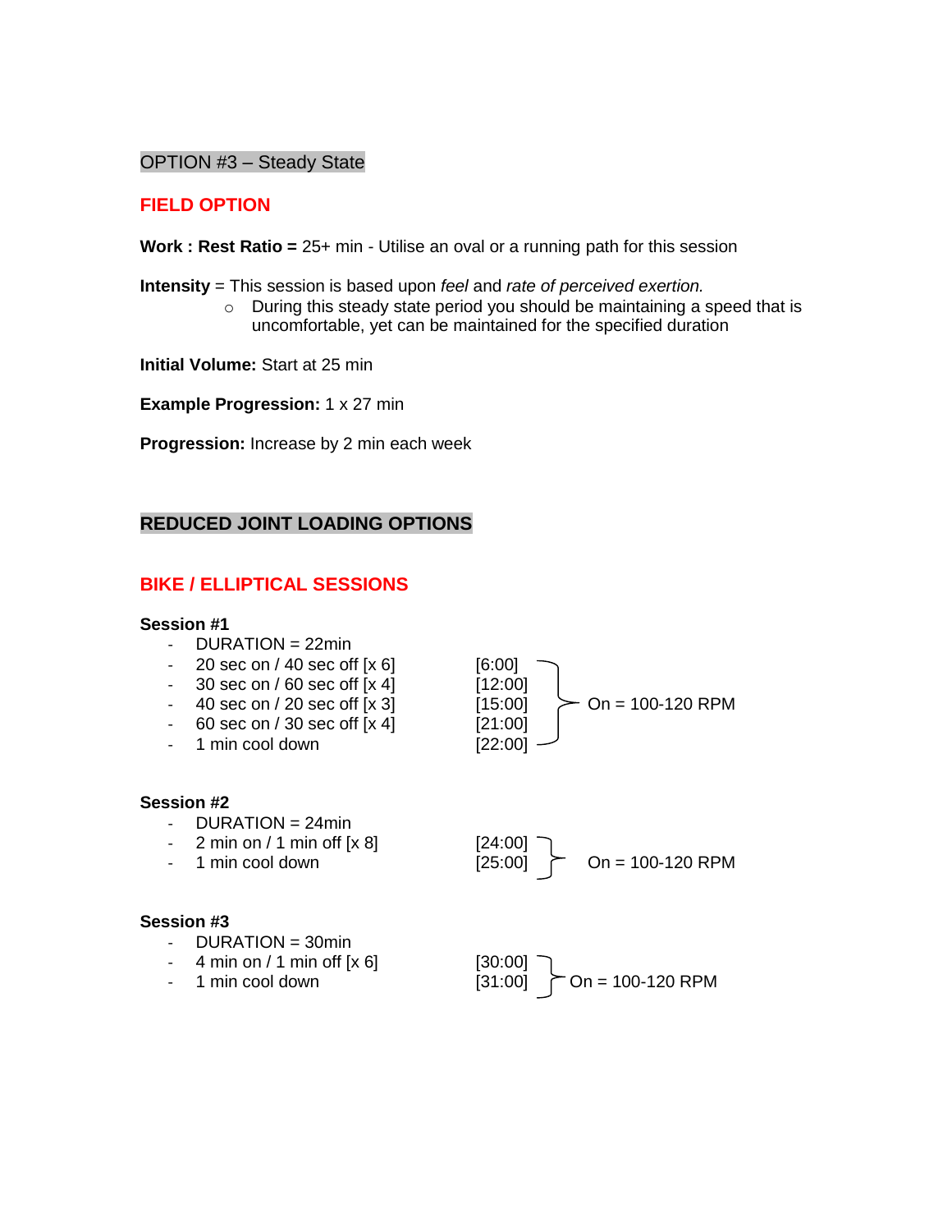## OPTION #3 – Steady State

### FIELD OPTION

**Work : Rest Ratio =** 25+ min - Utilise an oval or a running path for this session

**Intensity** = This session is based upon *feel* and *rate of perceived exertion.*

- During this steady state period you should be maintaining a speed that is uncomfortable, yet can be maintained for the specified duration

**Initial Volume:** Start at 25 min

**Example Progression:** 1 x 27 min

**Progression:** Increase by 2 min each week

## REDUCED JOINT LOADING OPTIONS

### BIKE / ELLIPTICAL SESSIONS

**Session #1**

- DURATION = 22min
- 20 sec on / 40 sec off [x 6] [6:00]
- 30 sec on / 60 sec off [x 4] [12:00]
- 40 sec on / 20 sec off [x 3] [15:00]
- 60 sec on / 30 sec off [x 4] [21:00]
- 1 min cool down [22:00]

On = 100-120 RPM

**Session #2**

- DURATION = 24min
- 2 min on / 1 min off [x 8] [24:00]
- 1 min cool down [25:00]

On = 100-120 RPM

**Session #3**

- DURATION = 30min
- 4 min on / 1 min off [x 6] [30:00]
- 1 min cool down [31:00]

On = 100-120 RPM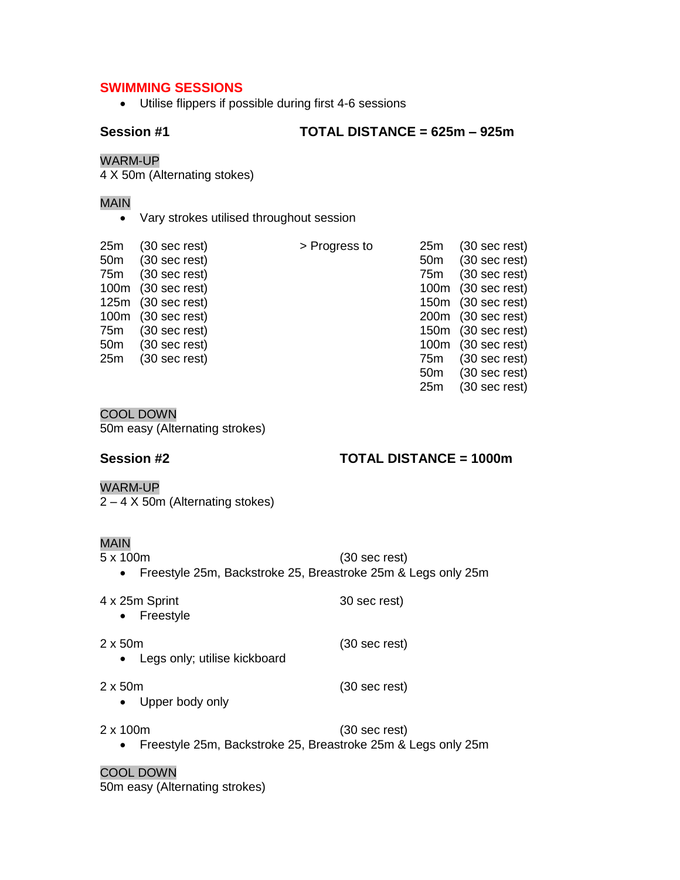## SWIMMING SESSIONS

- Utilise flippers if possible during first 4-6 sessions

### Session #1 — TOTAL DISTANCE = 625m – 925m

WARM-UP

4 X 50m (Alternating stokes)

MAIN

- Vary strokes utilised throughout session

| | | | | |
|---|---|---|---|---|
| 25m | (30 sec rest) | > Progress to | 25m | (30 sec rest) |
| 50m | (30 sec rest) | | 50m | (30 sec rest) |
| 75m | (30 sec rest) | | 75m | (30 sec rest) |
| 100m | (30 sec rest) | | 100m | (30 sec rest) |
| 125m | (30 sec rest) | | 150m | (30 sec rest) |
| 100m | (30 sec rest) | | 200m | (30 sec rest) |
| 75m | (30 sec rest) | | 150m | (30 sec rest) |
| 50m | (30 sec rest) | | 100m | (30 sec rest) |
| 25m | (30 sec rest) | | 75m | (30 sec rest) |
| | | | 50m | (30 sec rest) |
| | | | 25m | (30 sec rest) |

COOL DOWN

50m easy (Alternating strokes)

### Session #2 — TOTAL DISTANCE = 1000m

WARM-UP

2 – 4 X 50m (Alternating stokes)

MAIN

5 x 100m (30 sec rest)

- Freestyle 25m, Backstroke 25, Breastroke 25m & Legs only 25m

4 x 25m Sprint 30 sec rest)

- Freestyle

2 x 50m (30 sec rest)

- Legs only; utilise kickboard

2 x 50m (30 sec rest)

- Upper body only

2 x 100m (30 sec rest)

- Freestyle 25m, Backstroke 25, Breastroke 25m & Legs only 25m

COOL DOWN

50m easy (Alternating strokes)